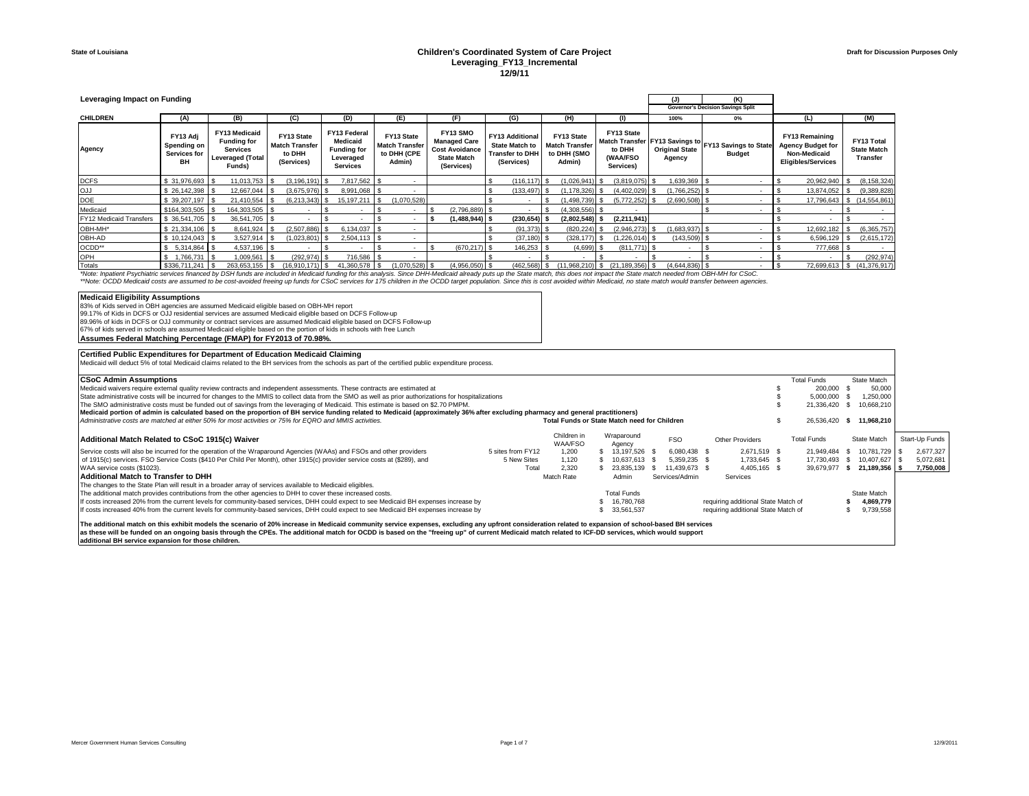State of Louisiana

# Children's Coordinated System of Care Project
## Leveraging_FY13_Incremental
### 12/9/11

Draft for Discussion Purposes Only

**Leveraging Impact on Funding**

| CHILDREN | (A) | (B) | (C) | (D) | (E) | (F) | (G) | (H) | (I) | (J) | (K) | (L) | (M) |
|---|---|---|---|---|---|---|---|---|---|---|---|---|---|
| | | | | | | | | | | Governor's Decision Savings Split | | | |
| | | | | | | | | | | 100% | 0% | | |
| Agency | FY13 Adj Spending on Services for BH | FY13 Medicaid Funding for Services Leveraged (Total Funds) | FY13 State Match Transfer to DHH (Services) | FY13 Federal Medicaid Funding for Leveraged Services | FY13 State Match Transfer to DHH (CPE Admin) | FY13 SMO Managed Care Cost Avoidance State Match (Services) | FY13 Additional State Match to Transfer to DHH (Services) | FY13 State Match Transfer to DHH (SMO Admin) | FY13 State Match Transfer to DHH (WAA/FSO Services) | FY13 Savings to Original State Agency | FY13 Savings to State Budget | FY13 Remaining Agency Budget for Non-Medicaid Eligibles/Services | FY13 Total State Match Transfer |
| DCFS | $ 31,976,693 | $ 11,013,753 | $ (3,196,191) | $ 7,817,562 | $ - | | $ (116,117) | $ (1,026,941) | $ (3,819,075) | $ 1,639,369 | $ - | $ 20,962,940 | $ (8,158,324) |
| OJJ | $ 26,142,398 | $ 12,667,044 | $ (3,675,976) | $ 8,991,068 | $ - | | $ (133,497) | $ (1,178,326) | $ (4,402,029) | $ (1,766,252) | $ - | $ 13,874,052 | $ (9,389,828) |
| DOE | $ 39,207,197 | $ 21,410,554 | $ (6,213,343) | $ 15,197,211 | $ (1,070,528) | | $ - | $ (1,498,739) | $ (5,772,252) | $ (2,690,508) | $ - | $ 17,796,643 | $ (14,554,861) |
| Medicaid | $164,303,505 | $ 164,303,505 | $ - | $ - | $ - | $ (2,796,889) | $ - | $ (4,308,556) | $ - | | $ - | $ - | $ - |
| FY12 Medicaid Transfers | $ 36,541,705 | $ 36,541,705 | $ - | $ - | $ - | **$ (1,488,944)** | **$ (230,654)** | **$ (2,802,548)** | **$ (2,211,941)** | | | $ - | $ - |
| OBH-MH* | $ 21,334,106 | $ 8,641,924 | $ (2,507,886) | $ 6,134,037 | $ - | | $ (91,373) | $ (820,224) | $ (2,946,273) | $ (1,683,937) | $ - | $ 12,692,182 | $ (6,365,757) |
| OBH-AD | $ 10,124,043 | $ 3,527,914 | $ (1,023,801) | $ 2,504,113 | $ - | | $ (37,180) | $ (328,177) | $ (1,226,014) | $ (143,509) | $ - | $ 6,596,129 | $ (2,615,172) |
| OCDD** | $ 5,314,864 | $ 4,537,196 | $ - | $ - | $ - | $ (670,217) | $ 146,253 | $ (4,699) | $ (811,771) | $ - | $ - | $ 777,668 | $ - |
| OPH | $ 1,766,731 | $ 1,009,561 | $ (292,974) | $ 716,586 | $ - | | $ - | $ - | $ - | $ - | $ - | $ - | $ (292,974) |
| Totals | $336,711,241 | $ 263,653,155 | $ (16,910,171) | $ 41,360,578 | $ (1,070,528) | $ (4,956,050) | $ (462,568) | $ (11,968,210) | $ (21,189,356) | $ (4,644,836) | $ - | $ 72,699,613 | $ (41,376,917) |

*\*Note: Inpatient Psychiatric services financed by DSH funds are included in Medicaid funding for this analysis. Since DHH-Medicaid already puts up the State match, this does not impact the State match needed from OBH-MH for CSoC.*
*\*\*Note: OCDD Medicaid costs are assumed to be cost-avoided freeing up funds for CSoC services for 175 children in the OCDD target population. Since this is cost avoided within Medicaid, no state match would transfer between agencies.*

**Medicaid Eligibility Assumptions**

83% of Kids served in OBH agencies are assumed Medicaid eligible based on OBH-MH report
99.17% of Kids in DCFS or OJJ residential services are assumed Medicaid eligible based on DCFS Follow-up
89.96% of kids in DCFS or OJJ community or contract services are assumed Medicaid eligible based on DCFS Follow-up
67% of kids served in schools are assumed Medicaid eligible based on the portion of kids in schools with free Lunch
**Assumes Federal Matching Percentage (FMAP) for FY2013 of 70.98%.**

**Certified Public Expenditures for Department of Education Medicaid Claiming**

Medicaid will deduct 5% of total Medicaid claims related to the BH services from the schools as part of the certified public expenditure process.

**CSoC Admin Assumptions**

| | Total Funds | State Match |
|---|---|---|
| Medicaid waivers require external quality review contracts and independent assessments. These contracts are estimated at | $ 200,000 | $ 50,000 |
| State administrative costs will be incurred for changes to the MMIS to collect data from the SMO as well as prior authorizations for hospitalizations | $ 5,000,000 | $ 1,250,000 |
| The SMO administrative costs must be funded out of savings from the leveraging of Medicaid. This estimate is based on $2.70 PMPM. | $ 21,336,420 | $ 10,668,210 |
| **Medicaid portion of admin is calculated based on the proportion of BH service funding related to Medicaid (approximately 36% after excluding pharmacy and general practitioners)** | | |
| *Administrative costs are matched at either 50% for most activities or 75% for EQRO and MMIS activities.* **Total Funds or State Match need for Children** | $ 26,536,420 | **$ 11,968,210** |

**Additional Match Related to CSoC 1915(c) Waiver**

| | | Children in WAA/FSO | Wraparound Agency | FSO | Other Providers | Total Funds | State Match | Start-Up Funds |
|---|---|---|---|---|---|---|---|---|
| Service costs will also be incurred for the operation of the Wraparound Agencies (WAAs) and FSOs and other providers | 5 sites from FY12 | 1,200 | $ 13,197,526 | $ 6,080,438 | $ 2,671,519 | $ 21,949,484 | $ 10,781,729 | $ 2,677,327 |
| of 1915(c) services. FSO Service Costs ($410 Per Child Per Month), other 1915(c) provider service costs at ($289), and | 5 New Sites | 1,120 | $ 10,637,613 | $ 5,359,235 | $ 1,733,645 | $ 17,730,493 | $ 10,407,627 | $ 5,072,681 |
| WAA service costs ($1023). | Total | 2,320 | $ 23,835,139 | $ 11,439,673 | $ 4,405,165 | $ 39,679,977 | **$ 21,189,356** | **$ 7,750,008** |

**Additional Match to Transfer to DHH**

| | Match Rate | Admin | Services/Admin | Services | |
|---|---|---|---|---|---|
| The changes to the State Plan will result in a broader array of services available to Medicaid eligibles. | | | | | |
| The additional match provides contributions from the other agencies to DHH to cover these increased costs. | | Total Funds | | | State Match |
| If costs increased 20% from the current levels for community-based services, DHH could expect to see Medicaid BH expenses increase by | | $ 16,780,768 | | requiring additional State Match of | **$ 4,869,779** |
| If costs increased 40% from the current levels for community-based services, DHH could expect to see Medicaid BH expenses increase by | | $ 33,561,537 | | requiring additional State Match of | $ 9,739,558 |

**The additional match on this exhibit models the scenario of 20% increase in Medicaid community service expenses, excluding any upfront consideration related to expansion of school-based BH services as these will be funded on an ongoing basis through the CPEs. The additional match for OCDD is based on the "freeing up" of current Medicaid match related to ICF-DD services, which would support additional BH service expansion for those children.**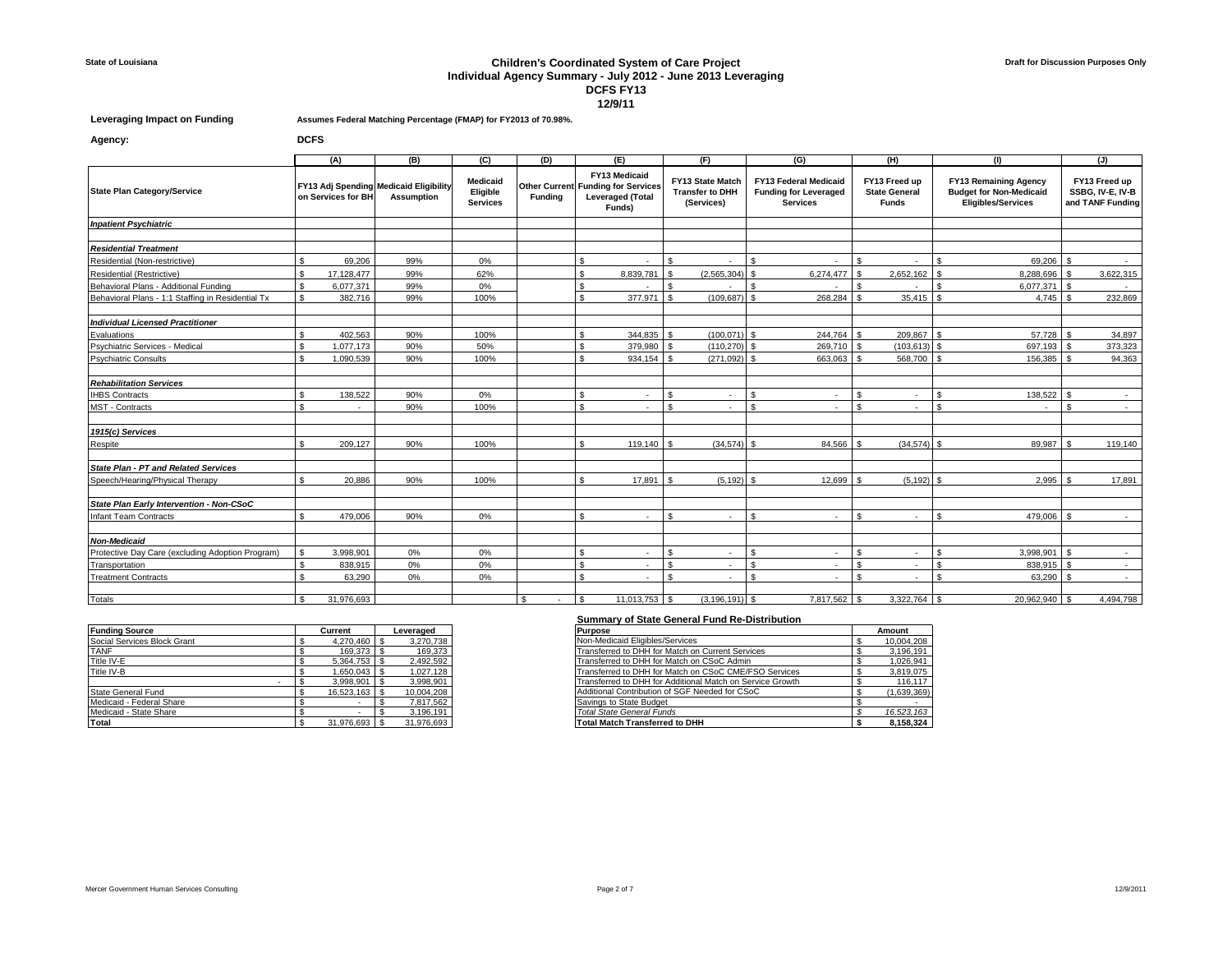State of Louisiana

Draft for Discussion Purposes Only

# Children's Coordinated System of Care Project
## Individual Agency Summary - July 2012 - June 2013 Leveraging
## DCFS FY13
## 12/9/11

**Leveraging Impact on Funding** — **Assumes Federal Matching Percentage (FMAP) for FY2013 of 70.98%.**

**Agency:** **DCFS**

| | (A) | (B) | (C) | (D) | (E) | (F) | (G) | (H) | (I) | (J) |
|---|---|---|---|---|---|---|---|---|---|---|
| **State Plan Category/Service** | **FY13 Adj Spending on Services for BH** | **Medicaid Eligibility Assumption** | **Medicaid Eligible Services** | **Other Current Funding** | **FY13 Medicaid Funding for Services Leveraged (Total Funds)** | **FY13 State Match Transfer to DHH (Services)** | **FY13 Federal Medicaid Funding for Leveraged Services** | **FY13 Freed up State General Funds** | **FY13 Remaining Agency Budget for Non-Medicaid Eligibles/Services** | **FY13 Freed up SSBG, IV-E, IV-B and TANF Funding** |
| ***Inpatient Psychiatric*** | | | | | | | | | | |
| ***Residential Treatment*** | | | | | | | | | | |
| Residential (Non-restrictive) | $ 69,206 | 99% | 0% | | $ - | $ - | $ - | $ - | $ 69,206 | $ - |
| Residential (Restrictive) | $ 17,128,477 | 99% | 62% | | $ 8,839,781 | $ (2,565,304) | $ 6,274,477 | $ 2,652,162 | $ 8,288,696 | $ 3,622,315 |
| Behavioral Plans - Additional Funding | $ 6,077,371 | 99% | 0% | | $ - | $ - | $ - | $ - | $ 6,077,371 | $ - |
| Behavioral Plans - 1:1 Staffing in Residential Tx | $ 382,716 | 99% | 100% | | $ 377,971 | $ (109,687) | $ 268,284 | $ 35,415 | $ 4,745 | $ 232,869 |
| ***Individual Licensed Practitioner*** | | | | | | | | | | |
| Evaluations | $ 402,563 | 90% | 100% | | $ 344,835 | $ (100,071) | $ 244,764 | $ 209,867 | $ 57,728 | $ 34,897 |
| Psychiatric Services - Medical | $ 1,077,173 | 90% | 50% | | $ 379,980 | $ (110,270) | $ 269,710 | $ (103,613) | $ 697,193 | $ 373,323 |
| Psychiatric Consults | $ 1,090,539 | 90% | 100% | | $ 934,154 | $ (271,092) | $ 663,063 | $ 568,700 | $ 156,385 | $ 94,363 |
| ***Rehabilitation Services*** | | | | | | | | | | |
| IHBS Contracts | $ 138,522 | 90% | 0% | | $ - | $ - | $ - | $ - | $ 138,522 | $ - |
| MST - Contracts | $ - | 90% | 100% | | $ - | $ - | $ - | $ - | $ - | $ - |
| ***1915(c) Services*** | | | | | | | | | | |
| Respite | $ 209,127 | 90% | 100% | | $ 119,140 | $ (34,574) | $ 84,566 | $ (34,574) | $ 89,987 | $ 119,140 |
| ***State Plan - PT and Related Services*** | | | | | | | | | | |
| Speech/Hearing/Physical Therapy | $ 20,886 | 90% | 100% | | $ 17,891 | $ (5,192) | $ 12,699 | $ (5,192) | $ 2,995 | $ 17,891 |
| ***State Plan Early Intervention - Non-CSoC*** | | | | | | | | | | |
| Infant Team Contracts | $ 479,006 | 90% | 0% | | $ - | $ - | $ - | $ - | $ 479,006 | $ - |
| ***Non-Medicaid*** | | | | | | | | | | |
| Protective Day Care (excluding Adoption Program) | $ 3,998,901 | 0% | 0% | | $ - | $ - | $ - | $ - | $ 3,998,901 | $ - |
| Transportation | $ 838,915 | 0% | 0% | | $ - | $ - | $ - | $ - | $ 838,915 | $ - |
| Treatment Contracts | $ 63,290 | 0% | 0% | | $ - | $ - | $ - | $ - | $ 63,290 | $ - |
| Totals | $ 31,976,693 | | | $ - | $ 11,013,753 | $ (3,196,191) | $ 7,817,562 | $ 3,322,764 | $ 20,962,940 | $ 4,494,798 |

| **Funding Source** | **Current** | **Leveraged** |
|---|---|---|
| Social Services Block Grant | $ 4,270,460 | $ 3,270,738 |
| TANF | $ 169,373 | $ 169,373 |
| Title IV-E | $ 5,364,753 | $ 2,492,592 |
| Title IV-B | $ 1,650,043 | $ 1,027,128 |
| - | $ 3,998,901 | $ 3,998,901 |
| State General Fund | $ 16,523,163 | $ 10,004,208 |
| Medicaid - Federal Share | $ - | $ 7,817,562 |
| Medicaid - State Share | $ - | $ 3,196,191 |
| **Total** | $ 31,976,693 | $ 31,976,693 |

**Summary of State General Fund Re-Distribution**

| **Purpose** | **Amount** |
|---|---|
| Non-Medicaid Eligibles/Services | $ 10,004,208 |
| Transferred to DHH for Match on Current Services | $ 3,196,191 |
| Transferred to DHH for Match on CSoC Admin | $ 1,026,941 |
| Transferred to DHH for Match on CSoC CME/FSO Services | $ 3,819,075 |
| Transferred to DHH for Additional Match on Service Growth | $ 116,117 |
| Additional Contribution of SGF Needed for CSoC | $ (1,639,369) |
| Savings to State Budget | $ - |
| *Total State General Funds* | *$ 16,523,163* |
| **Total Match Transferred to DHH** | **$ 8,158,324** |

Mercer Government Human Services Consulting

12/9/2011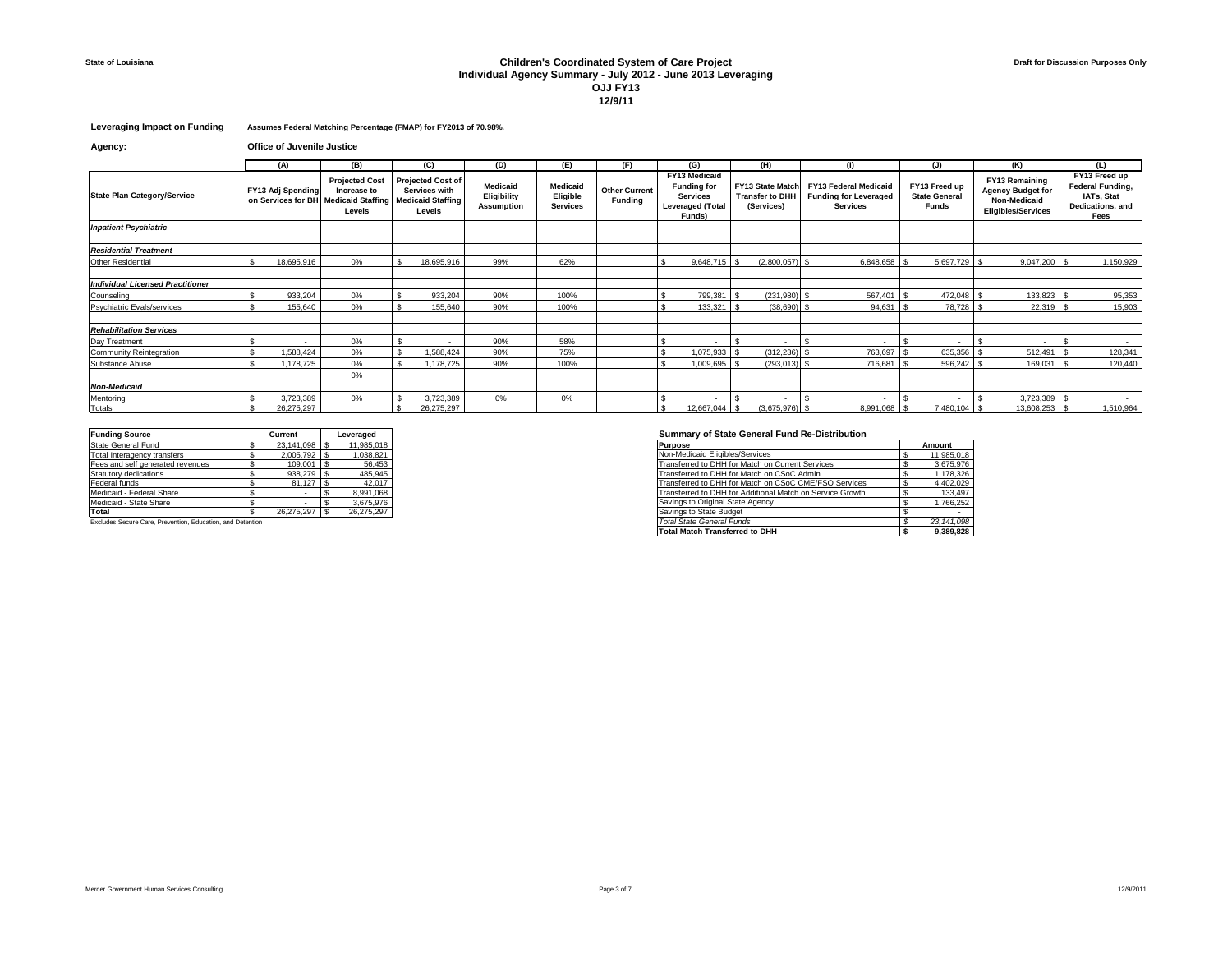State of Louisiana

**Draft for Discussion Purposes Only**

# Children's Coordinated System of Care Project
## Individual Agency Summary - July 2012 - June 2013 Leveraging
## OJJ FY13
## 12/9/11

**Leveraging Impact on Funding** — **Assumes Federal Matching Percentage (FMAP) for FY2013 of 70.98%.**

**Agency:** **Office of Juvenile Justice**

| | (A) | (B) | (C) | (D) | (E) | (F) | (G) | (H) | (I) | (J) | (K) | (L) |
|---|---|---|---|---|---|---|---|---|---|---|---|---|
| **State Plan Category/Service** | **FY13 Adj Spending on Services for BH** | **Projected Cost Increase to Medicaid Staffing Levels** | **Projected Cost of Services with Medicaid Staffing Levels** | **Medicaid Eligibility Assumption** | **Medicaid Eligible Services** | **Other Current Funding** | **FY13 Medicaid Funding for Services Leveraged (Total Funds)** | **FY13 State Match Transfer to DHH (Services)** | **FY13 Federal Medicaid Funding for Leveraged Services** | **FY13 Freed up State General Funds** | **FY13 Remaining Agency Budget for Non-Medicaid Eligibles/Services** | **FY13 Freed up Federal Funding, IATs, Stat Dedications, and Fees** |
| ***Inpatient Psychiatric*** | | | | | | | | | | | | |
| | | | | | | | | | | | | |
| ***Residential Treatment*** | | | | | | | | | | | | |
| Other Residential | $ 18,695,916 | 0% | $ 18,695,916 | 99% | 62% | | $ 9,648,715 | $ (2,800,057) | $ 6,848,658 | $ 5,697,729 | $ 9,047,200 | $ 1,150,929 |
| | | | | | | | | | | | | |
| ***Individual Licensed Practitioner*** | | | | | | | | | | | | |
| Counseling | $ 933,204 | 0% | $ 933,204 | 90% | 100% | | $ 799,381 | $ (231,980) | $ 567,401 | $ 472,048 | $ 133,823 | $ 95,353 |
| Psychiatric Evals/services | $ 155,640 | 0% | $ 155,640 | 90% | 100% | | $ 133,321 | $ (38,690) | $ 94,631 | $ 78,728 | $ 22,319 | $ 15,903 |
| | | | | | | | | | | | | |
| ***Rehabilitation Services*** | | | | | | | | | | | | |
| Day Treatment | $ - | 0% | $ - | 90% | 58% | | $ - | $ - | $ - | $ - | $ - | $ - |
| Community Reintegration | $ 1,588,424 | 0% | $ 1,588,424 | 90% | 75% | | $ 1,075,933 | $ (312,236) | $ 763,697 | $ 635,356 | $ 512,491 | $ 128,341 |
| Substance Abuse | $ 1,178,725 | 0% | $ 1,178,725 | 90% | 100% | | $ 1,009,695 | $ (293,013) | $ 716,681 | $ 596,242 | $ 169,031 | $ 120,440 |
| | | 0% | | | | | | | | | | |
| ***Non-Medicaid*** | | | | | | | | | | | | |
| Mentoring | $ 3,723,389 | 0% | $ 3,723,389 | 0% | 0% | | $ - | $ - | $ - | $ - | $ 3,723,389 | $ - |
| Totals | $ 26,275,297 | | $ 26,275,297 | | | | $ 12,667,044 | $ (3,675,976) | $ 8,991,068 | $ 7,480,104 | $ 13,608,253 | $ 1,510,964 |

| **Funding Source** | **Current** | **Leveraged** |
|---|---|---|
| State General Fund | $ 23,141,098 | $ 11,985,018 |
| Total Interagency transfers | $ 2,005,792 | $ 1,038,821 |
| Fees and self generated revenues | $ 109,001 | $ 56,453 |
| Statutory dedications | $ 938,279 | $ 485,945 |
| Federal funds | $ 81,127 | $ 42,017 |
| Medicaid - Federal Share | $ - | $ 8,991,068 |
| Medicaid - State Share | $ - | $ 3,675,976 |
| **Total** | $ 26,275,297 | $ 26,275,297 |

Excludes Secure Care, Prevention, Education, and Detention

**Summary of State General Fund Re-Distribution**

| **Purpose** | **Amount** |
|---|---|
| Non-Medicaid Eligibles/Services | $ 11,985,018 |
| Transferred to DHH for Match on Current Services | $ 3,675,976 |
| Transferred to DHH for Match on CSoC Admin | $ 1,178,326 |
| Transferred to DHH for Match on CSoC CME/FSO Services | $ 4,402,029 |
| Transferred to DHH for Additional Match on Service Growth | $ 133,497 |
| Savings to Original State Agency | $ 1,766,252 |
| Savings to State Budget | $ - |
| *Total State General Funds* | *$ 23,141,098* |
| **Total Match Transferred to DHH** | **$ 9,389,828** |

Mercer Government Human Services Consulting

12/9/2011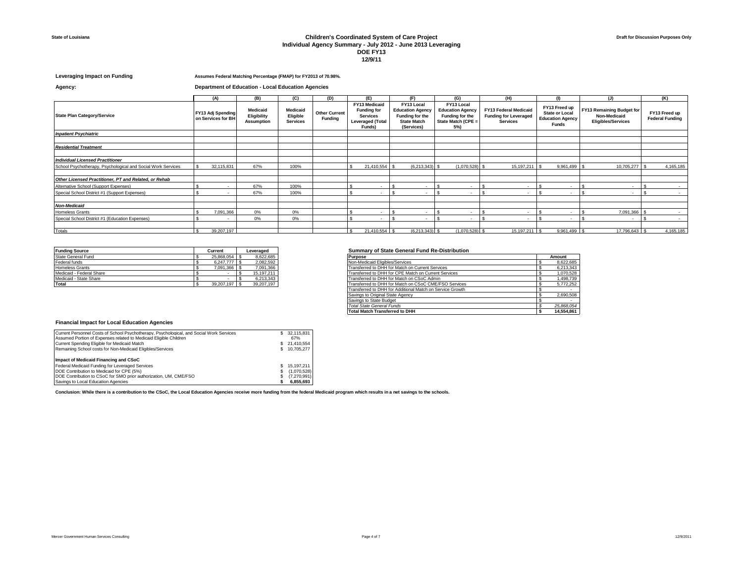State of Louisiana

**Draft for Discussion Purposes Only**

# Children's Coordinated System of Care Project
## Individual Agency Summary - July 2012 - June 2013 Leveraging
## DOE FY13
## 12/9/11

**Leveraging Impact on Funding** — **Assumes Federal Matching Percentage (FMAP) for FY2013 of 70.98%.**

**Agency:** — **Department of Education - Local Education Agencies**

| | (A) | (B) | (C) | (D) | (E) | (F) | (G) | (H) | (I) | (J) | (K) |
|---|---|---|---|---|---|---|---|---|---|---|---|
| **State Plan Category/Service** | **FY13 Adj Spending on Services for BH** | **Medicaid Eligibility Assumption** | **Medicaid Eligible Services** | **Other Current Funding** | **FY13 Medicaid Funding for Services Leveraged (Total Funds)** | **FY13 Local Education Agency Funding for the State Match (Services)** | **FY13 Local Education Agency Funding for the State Match (CPE = 5%)** | **FY13 Federal Medicaid Funding for Leveraged Services** | **FY13 Freed up State or Local Education Agency Funds** | **FY13 Remaining Budget for Non-Medicaid Eligibles/Services** | **FY13 Freed up Federal Funding** |
| ***Inpatient Psychiatric*** | | | | | | | | | | | |
| ***Residential Treatment*** | | | | | | | | | | | |
| ***Individual Licensed Practitioner*** | | | | | | | | | | | |
| School Psychotherapy, Psychological and Social Work Services | $ 32,115,831 | 67% | 100% | | $ 21,410,554 | $ (6,213,343) | $ (1,070,528) | $ 15,197,211 | $ 9,961,499 | $ 10,705,277 | $ 4,165,185 |
| ***Other Licensed Practitioner, PT and Related, or Rehab*** | | | | | | | | | | | |
| Alternative School (Support Expenses) | $ - | 67% | 100% | | $ - | $ - | $ - | $ - | $ - | $ - | $ - |
| Special School District #1 (Support Expenses) | $ - | 67% | 100% | | $ - | $ - | $ - | $ - | $ - | $ - | $ - |
| ***Non-Medicaid*** | | | | | | | | | | | |
| Homeless Grants | $ 7,091,366 | 0% | 0% | | $ - | $ - | $ - | $ - | $ - | $ 7,091,366 | $ - |
| Special School District #1 (Education Expenses) | $ - | 0% | 0% | | $ - | $ - | $ - | $ - | $ - | $ - | $ - |
| Totals | $ 39,207,197 | | | | $ 21,410,554 | $ (6,213,343) | $ (1,070,528) | $ 15,197,211 | $ 9,961,499 | $ 17,796,643 | $ 4,165,185 |

| **Funding Source** | **Current** | **Leveraged** |
|---|---|---|
| State General Fund | $ 25,868,054 | $ 8,622,685 |
| Federal funds | $ 6,247,777 | $ 2,082,592 |
| Homeless Grants | $ 7,091,366 | $ 7,091,366 |
| Medicaid - Federal Share | $ - | $ 15,197,211 |
| Medicaid - State Share | $ - | $ 6,213,343 |
| **Total** | $ 39,207,197 | $ 39,207,197 |

**Summary of State General Fund Re-Distribution**

| **Purpose** | **Amount** |
|---|---|
| Non-Medicaid Eligibles/Services | $ 8,622,685 |
| Transferred to DHH for Match on Current Services | $ 6,213,343 |
| Transferred to DHH for CPE Match on Current Services | $ 1,070,528 |
| Transferred to DHH for Match on CSoC Admin | $ 1,498,739 |
| Transferred to DHH for Match on CSoC CME/FSO Services | $ 5,772,252 |
| Transferred to DHH for Additional Match on Service Growth | $ - |
| Savings to Original State Agency | $ 2,690,508 |
| Savings to State Budget | $ - |
| *Total State General Funds* | *$ 25,868,054* |
| **Total Match Transferred to DHH** | **$ 14,554,861** |

### Financial Impact for Local Education Agencies

| | |
|---|---|
| Current Personnel Costs of School Psychotherapy, Psychological, and Social Work Services | $ 32,115,831 |
| Assumed Portion of Expenses related to Medicaid Eligible Children | 67% |
| Current Spending Eligible for Medicaid Match | $ 21,410,554 |
| Remaining School costs for Non-Medicaid Eligibles/Services | $ 10,705,277 |
| **Impact of Medicaid Financing and CSoC** | |
| Federal Medicaid Funding for Leveraged Services | $ 15,197,211 |
| DOE Contribution to Medicaid for CPE (5%) | $ (1,070,528) |
| DOE Contribution to CSoC for SMO prior authorization, UM, CME/FSO | $ (7,270,991) |
| Savings to Local Education Agencies | **$ 6,855,693** |

**Conclusion: While there is a contribution to the CSoC, the Local Education Agencies receive more funding from the federal Medicaid program which results in a net savings to the schools.**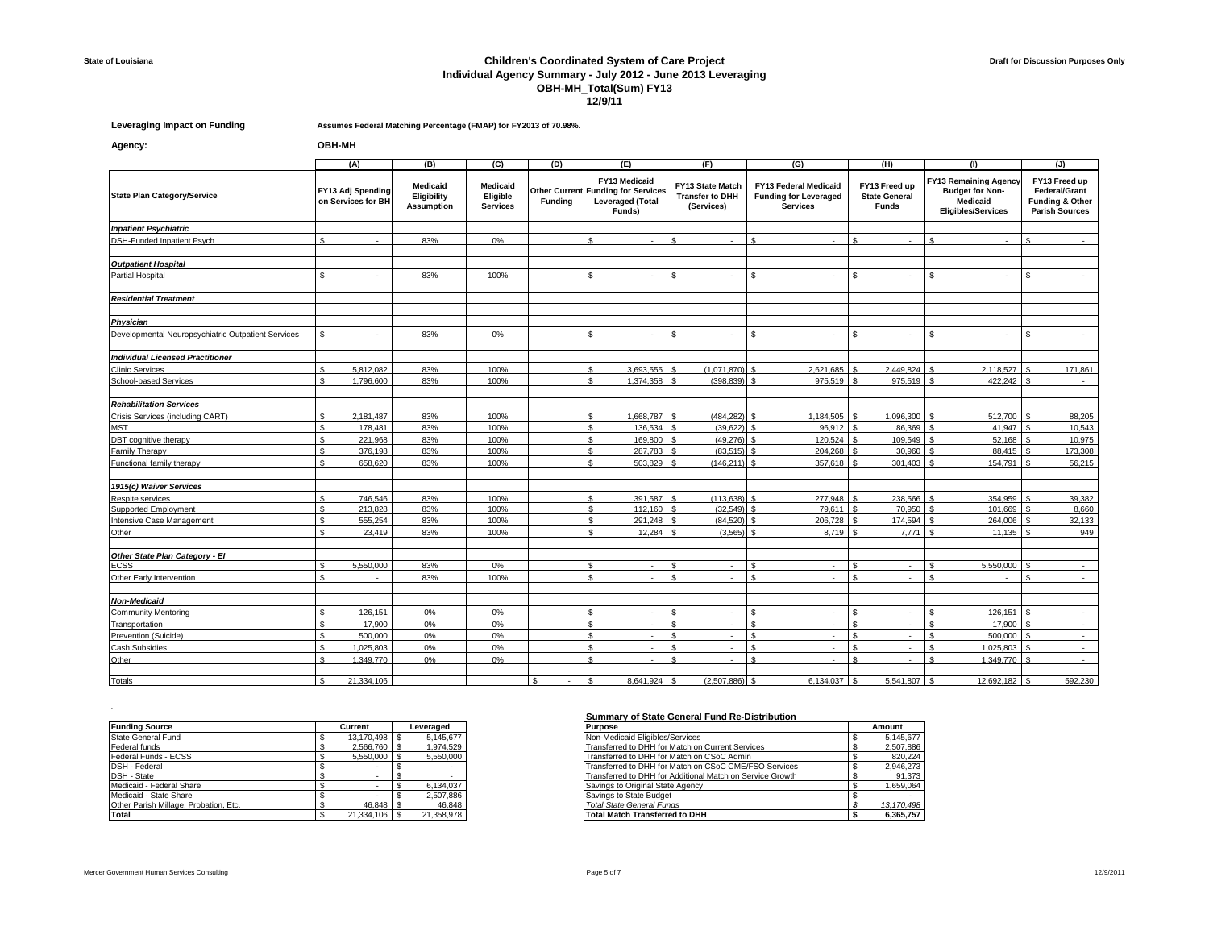State of Louisiana

# Children's Coordinated System of Care Project
## Individual Agency Summary - July 2012 - June 2013 Leveraging
## OBH-MH_Total(Sum) FY13
## 12/9/11

Draft for Discussion Purposes Only

**Leveraging Impact on Funding** — Assumes Federal Matching Percentage (FMAP) for FY2013 of 70.98%.

**Agency:** OBH-MH

| State Plan Category/Service | (A) FY13 Adj Spending on Services for BH | (B) Medicaid Eligibility Assumption | (C) Medicaid Eligible Services | (D) Other Current Funding | (E) FY13 Medicaid Funding for Services Leveraged (Total Funds) | (F) FY13 State Match Transfer to DHH (Services) | (G) FY13 Federal Medicaid Funding for Leveraged Services | (H) FY13 Freed up State General Funds | (I) FY13 Remaining Agency Budget for Non-Medicaid Eligibles/Services | (J) FY13 Freed up Federal/Grant Funding & Other Parish Sources |
|---|---|---|---|---|---|---|---|---|---|---|
| ***Inpatient Psychiatric*** | | | | | | | | | | |
| DSH-Funded Inpatient Psych | $ - | 83% | 0% | | $ - | $ - | $ - | $ - | $ - | $ - |
| ***Outpatient Hospital*** | | | | | | | | | | |
| Partial Hospital | $ - | 83% | 100% | | $ - | $ - | $ - | $ - | $ - | $ - |
| ***Residential Treatment*** | | | | | | | | | | |
| ***Physician*** | | | | | | | | | | |
| Developmental Neuropsychiatric Outpatient Services | $ - | 83% | 0% | | $ - | $ - | $ - | $ - | $ - | $ - |
| ***Individual Licensed Practitioner*** | | | | | | | | | | |
| Clinic Services | $ 5,812,082 | 83% | 100% | | $ 3,693,555 | $ (1,071,870) | $ 2,621,685 | $ 2,449,824 | $ 2,118,527 | $ 171,861 |
| School-based Services | $ 1,796,600 | 83% | 100% | | $ 1,374,358 | $ (398,839) | $ 975,519 | $ 975,519 | $ 422,242 | $ - |
| ***Rehabilitation Services*** | | | | | | | | | | |
| Crisis Services (including CART) | $ 2,181,487 | 83% | 100% | | $ 1,668,787 | $ (484,282) | $ 1,184,505 | $ 1,096,300 | $ 512,700 | $ 88,205 |
| MST | $ 178,481 | 83% | 100% | | $ 136,534 | $ (39,622) | $ 96,912 | $ 86,369 | $ 41,947 | $ 10,543 |
| DBT cognitive therapy | $ 221,968 | 83% | 100% | | $ 169,800 | $ (49,276) | $ 120,524 | $ 109,549 | $ 52,168 | $ 10,975 |
| Family Therapy | $ 376,198 | 83% | 100% | | $ 287,783 | $ (83,515) | $ 204,268 | $ 30,960 | $ 88,415 | $ 173,308 |
| Functional family therapy | $ 658,620 | 83% | 100% | | $ 503,829 | $ (146,211) | $ 357,618 | $ 301,403 | $ 154,791 | $ 56,215 |
| ***1915(c) Waiver Services*** | | | | | | | | | | |
| Respite services | $ 746,546 | 83% | 100% | | $ 391,587 | $ (113,638) | $ 277,948 | $ 238,566 | $ 354,959 | $ 39,382 |
| Supported Employment | $ 213,828 | 83% | 100% | | $ 112,160 | $ (32,549) | $ 79,611 | $ 70,950 | $ 101,669 | $ 8,660 |
| Intensive Case Management | $ 555,254 | 83% | 100% | | $ 291,248 | $ (84,520) | $ 206,728 | $ 174,594 | $ 264,006 | $ 32,133 |
| Other | $ 23,419 | 83% | 100% | | $ 12,284 | $ (3,565) | $ 8,719 | $ 7,771 | $ 11,135 | $ 949 |
| ***Other State Plan Category - EI*** | | | | | | | | | | |
| ECSS | $ 5,550,000 | 83% | 0% | | $ - | $ - | $ - | $ - | $ 5,550,000 | $ - |
| Other Early Intervention | $ - | 83% | 100% | | $ - | $ - | $ - | $ - | $ - | $ - |
| ***Non-Medicaid*** | | | | | | | | | | |
| Community Mentoring | $ 126,151 | 0% | 0% | | $ - | $ - | $ - | $ - | $ 126,151 | $ - |
| Transportation | $ 17,900 | 0% | 0% | | $ - | $ - | $ - | $ - | $ 17,900 | $ - |
| Prevention (Suicide) | $ 500,000 | 0% | 0% | | $ - | $ - | $ - | $ - | $ 500,000 | $ - |
| Cash Subsidies | $ 1,025,803 | 0% | 0% | | $ - | $ - | $ - | $ - | $ 1,025,803 | $ - |
| Other | $ 1,349,770 | 0% | 0% | | $ - | $ - | $ - | $ - | $ 1,349,770 | $ - |
| Totals | $ 21,334,106 | | | $ - | $ 8,641,924 | $ (2,507,886) | $ 6,134,037 | $ 5,541,807 | $ 12,692,182 | $ 592,230 |

| Funding Source | Current | Leveraged |
|---|---|---|
| State General Fund | $ 13,170,498 | $ 5,145,677 |
| Federal funds | $ 2,566,760 | $ 1,974,529 |
| Federal Funds - ECSS | $ 5,550,000 | $ 5,550,000 |
| DSH - Federal | $ - | $ - |
| DSH - State | $ - | $ - |
| Medicaid - Federal Share | $ - | $ 6,134,037 |
| Medicaid - State Share | $ - | $ 2,507,886 |
| Other Parish Millage, Probation, Etc. | $ 46,848 | $ 46,848 |
| **Total** | $ 21,334,106 | $ 21,358,978 |

**Summary of State General Fund Re-Distribution**

| Purpose | Amount |
|---|---|
| Non-Medicaid Eligibles/Services | $ 5,145,677 |
| Transferred to DHH for Match on Current Services | $ 2,507,886 |
| Transferred to DHH for Match on CSoC Admin | $ 820,224 |
| Transferred to DHH for Match on CSoC CME/FSO Services | $ 2,946,273 |
| Transferred to DHH for Additional Match on Service Growth | $ 91,373 |
| Savings to Original State Agency | $ 1,659,064 |
| Savings to State Budget | $ - |
| *Total State General Funds* | *$ 13,170,498* |
| **Total Match Transferred to DHH** | **$ 6,365,757** |

Mercer Government Human Services Consulting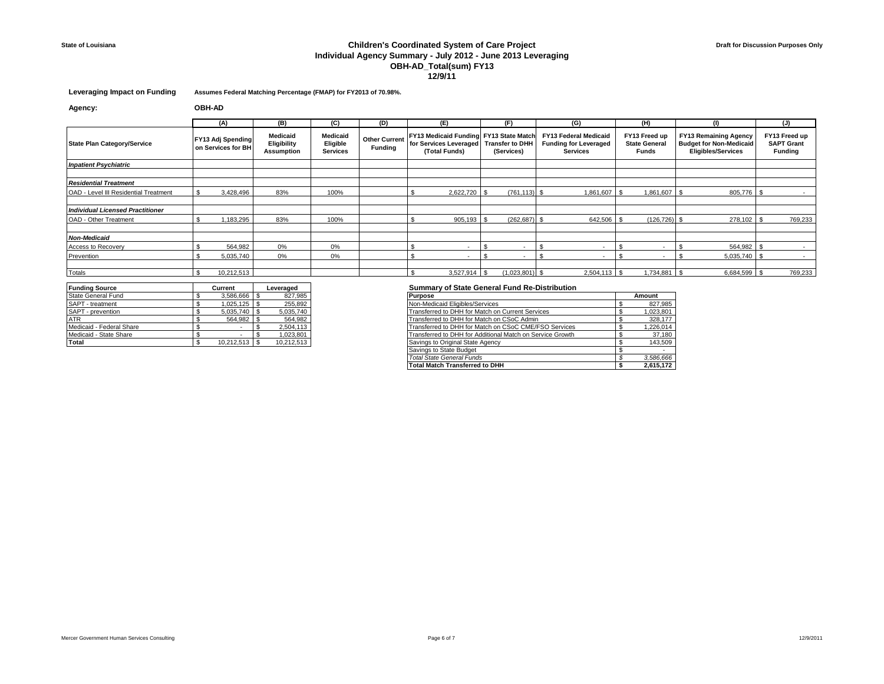State of Louisiana

Draft for Discussion Purposes Only

# Children's Coordinated System of Care Project
## Individual Agency Summary - July 2012 - June 2013 Leveraging
## OBH-AD_Total(sum) FY13
## 12/9/11

**Leveraging Impact on Funding** Assumes Federal Matching Percentage (FMAP) for FY2013 of 70.98%.

**Agency:** OBH-AD

| | (A) | (B) | (C) | (D) | (E) | (F) | (G) | (H) | (I) | (J) |
|---|---|---|---|---|---|---|---|---|---|---|
| **State Plan Category/Service** | **FY13 Adj Spending on Services for BH** | **Medicaid Eligibility Assumption** | **Medicaid Eligible Services** | **Other Current Funding** | **FY13 Medicaid Funding for Services Leveraged (Total Funds)** | **FY13 State Match Transfer to DHH (Services)** | **FY13 Federal Medicaid Funding for Leveraged Services** | **FY13 Freed up State General Funds** | **FY13 Remaining Agency Budget for Non-Medicaid Eligibles/Services** | **FY13 Freed up SAPT Grant Funding** |
| ***Inpatient Psychiatric*** | | | | | | | | | | |
| ***Residential Treatment*** | | | | | | | | | | |
| OAD - Level III Residential Treatment | $ 3,428,496 | 83% | 100% | | $ 2,622,720 | $ (761,113) | $ 1,861,607 | $ 1,861,607 | $ 805,776 | $ - |
| ***Individual Licensed Practitioner*** | | | | | | | | | | |
| OAD - Other Treatment | $ 1,183,295 | 83% | 100% | | $ 905,193 | $ (262,687) | $ 642,506 | $ (126,726) | $ 278,102 | $ 769,233 |
| ***Non-Medicaid*** | | | | | | | | | | |
| Access to Recovery | $ 564,982 | 0% | 0% | | $ - | $ - | $ - | $ - | $ 564,982 | $ - |
| Prevention | $ 5,035,740 | 0% | 0% | | $ - | $ - | $ - | $ - | $ 5,035,740 | $ - |
| Totals | $ 10,212,513 | | | | $ 3,527,914 | $ (1,023,801) | $ 2,504,113 | $ 1,734,881 | $ 6,684,599 | $ 769,233 |

| Funding Source | Current | Leveraged |
|---|---|---|
| State General Fund | $ 3,586,666 | $ 827,985 |
| SAPT - treatment | $ 1,025,125 | $ 255,892 |
| SAPT - prevention | $ 5,035,740 | $ 5,035,740 |
| ATR | $ 564,982 | $ 564,982 |
| Medicaid - Federal Share | $ - | $ 2,504,113 |
| Medicaid - State Share | $ - | $ 1,023,801 |
| **Total** | $ 10,212,513 | $ 10,212,513 |

**Summary of State General Fund Re-Distribution**

| Purpose | Amount |
|---|---|
| Non-Medicaid Eligibles/Services | $ 827,985 |
| Transferred to DHH for Match on Current Services | $ 1,023,801 |
| Transferred to DHH for Match on CSoC Admin | $ 328,177 |
| Transferred to DHH for Match on CSoC CME/FSO Services | $ 1,226,014 |
| Transferred to DHH for Additional Match on Service Growth | $ 37,180 |
| Savings to Original State Agency | $ 143,509 |
| Savings to State Budget | $ - |
| *Total State General Funds* | *$ 3,586,666* |
| **Total Match Transferred to DHH** | **$ 2,615,172** |

Mercer Government Human Services Consulting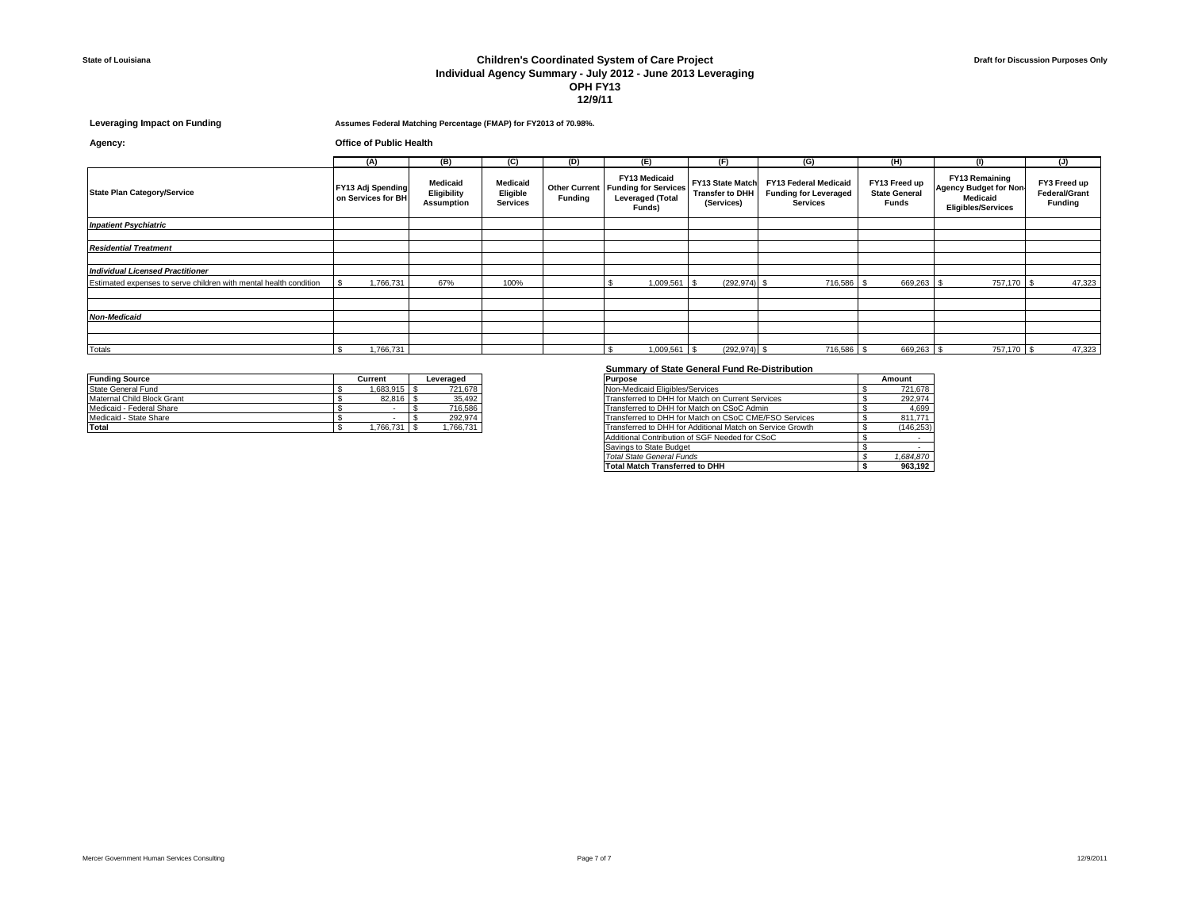State of Louisiana

# Children's Coordinated System of Care Project
## Individual Agency Summary - July 2012 - June 2013 Leveraging
## OPH FY13
## 12/9/11

Draft for Discussion Purposes Only

**Leveraging Impact on Funding** — **Assumes Federal Matching Percentage (FMAP) for FY2013 of 70.98%.**

**Agency:** — **Office of Public Health**

| State Plan Category/Service | (A) FY13 Adj Spending on Services for BH | (B) Medicaid Eligibility Assumption | (C) Medicaid Eligible Services | (D) Other Current Funding | (E) FY13 Medicaid Funding for Services Leveraged (Total Funds) | (F) FY13 State Match Transfer to DHH (Services) | (G) FY13 Federal Medicaid Funding for Leveraged Services | (H) FY13 Freed up State General Funds | (I) FY13 Remaining Agency Budget for Non-Medicaid Eligibles/Services | (J) FY3 Freed up Federal/Grant Funding |
|---|---|---|---|---|---|---|---|---|---|---|
| ***Inpatient Psychiatric*** | | | | | | | | | | |
| | | | | | | | | | | |
| ***Residential Treatment*** | | | | | | | | | | |
| | | | | | | | | | | |
| ***Individual Licensed Practitioner*** | | | | | | | | | | |
| Estimated expenses to serve children with mental health condition | $ 1,766,731 | 67% | 100% | | $ 1,009,561 | $ (292,974) | $ 716,586 | $ 669,263 | $ 757,170 | $ 47,323 |
| | | | | | | | | | | |
| | | | | | | | | | | |
| ***Non-Medicaid*** | | | | | | | | | | |
| | | | | | | | | | | |
| | | | | | | | | | | |
| Totals | $ 1,766,731 | | | | $ 1,009,561 | $ (292,974) | $ 716,586 | $ 669,263 | $ 757,170 | $ 47,323 |

| Funding Source | Current | Leveraged |
|---|---|---|
| State General Fund | $ 1,683,915 | $ 721,678 |
| Maternal Child Block Grant | $ 82,816 | $ 35,492 |
| Medicaid - Federal Share | $ - | $ 716,586 |
| Medicaid - State Share | $ - | $ 292,974 |
| **Total** | $ 1,766,731 | $ 1,766,731 |

**Summary of State General Fund Re-Distribution**

| Purpose | Amount |
|---|---|
| Non-Medicaid Eligibles/Services | $ 721,678 |
| Transferred to DHH for Match on Current Services | $ 292,974 |
| Transferred to DHH for Match on CSoC Admin | $ 4,699 |
| Transferred to DHH for Match on CSoC CME/FSO Services | $ 811,771 |
| Transferred to DHH for Additional Match on Service Growth | $ (146,253) |
| Additional Contribution of SGF Needed for CSoC | $ - |
| Savings to State Budget | $ - |
| *Total State General Funds* | *$ 1,684,870* |
| **Total Match Transferred to DHH** | **$ 963,192** |

Mercer Government Human Services Consulting

12/9/2011